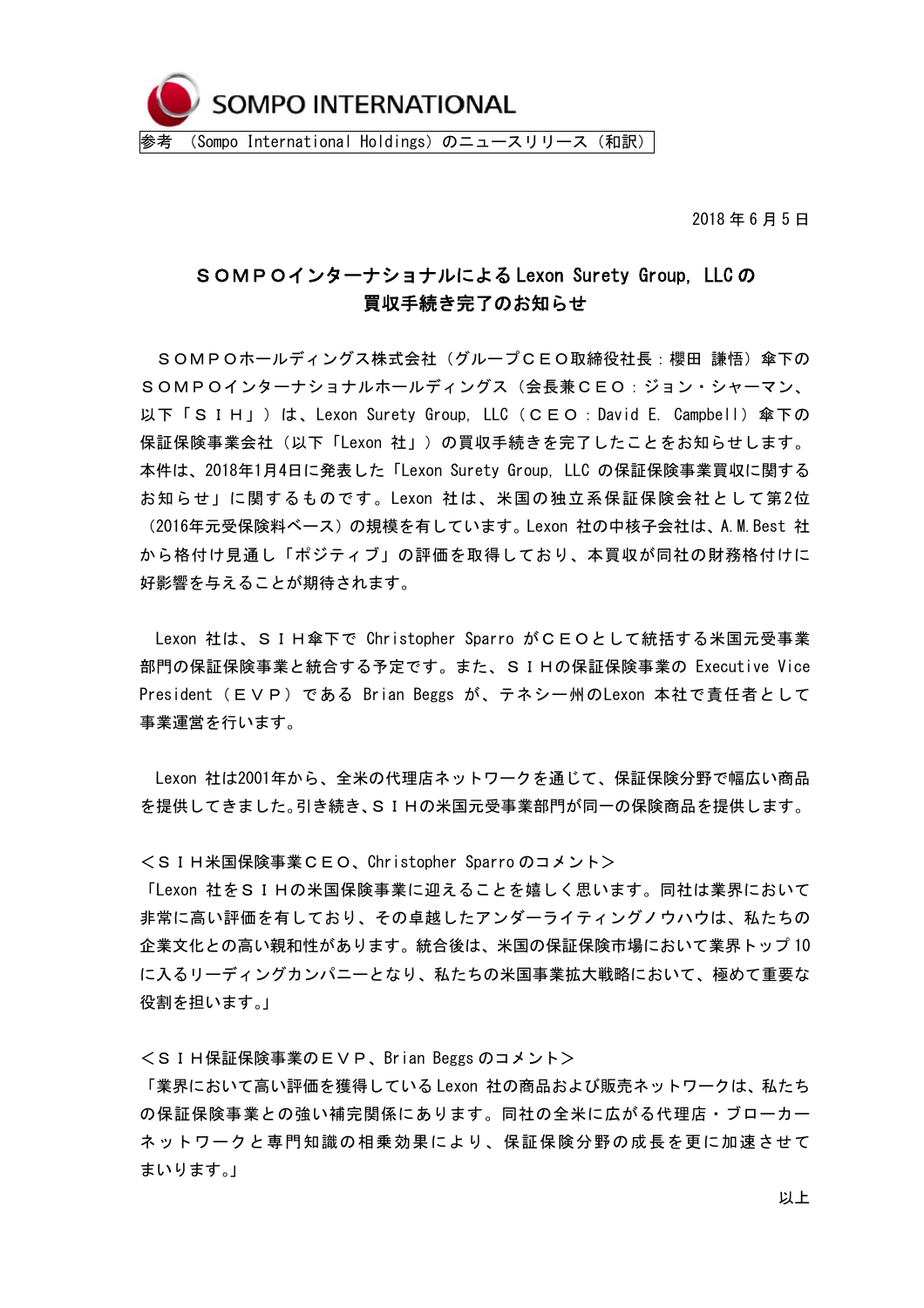SOMPO INTERNATIONAL

参考 （Sompo International Holdings）のニュースリリース（和訳）

2018 年 6 月 5 日

# ＳＯＭＰＯインターナショナルによる Lexon Surety Group, LLC の買収手続き完了のお知らせ

ＳＯＭＰＯホールディングス株式会社（グループＣＥＯ取締役社長：櫻田 謙悟）傘下のＳＯＭＰＯインターナショナルホールディングス（会長兼ＣＥＯ：ジョン・シャーマン、以下「ＳＩＨ」）は、Lexon Surety Group, LLC（ＣＥＯ：David E. Campbell）傘下の保証保険事業会社（以下「Lexon 社」）の買収手続きを完了したことをお知らせします。本件は、2018年1月4日に発表した「Lexon Surety Group, LLC の保証保険事業買収に関するお知らせ」に関するものです。Lexon 社は、米国の独立系保証保険会社として第2位（2016年元受保険料ベース）の規模を有しています。Lexon 社の中核子会社は、A.M.Best 社から格付け見通し「ポジティブ」の評価を取得しており、本買収が同社の財務格付けに好影響を与えることが期待されます。

Lexon 社は、ＳＩＨ傘下で Christopher Sparro がＣＥＯとして統括する米国元受事業部門の保証保険事業と統合する予定です。また、ＳＩＨの保証保険事業の Executive Vice President（ＥＶＰ）である Brian Beggs が、テネシー州のLexon 本社で責任者として事業運営を行います。

Lexon 社は2001年から、全米の代理店ネットワークを通じて、保証保険分野で幅広い商品を提供してきました。引き続き、ＳＩＨの米国元受事業部門が同一の保険商品を提供します。

＜ＳＩＨ米国保険事業ＣＥＯ、Christopher Sparro のコメント＞

「Lexon 社をＳＩＨの米国保険事業に迎えることを嬉しく思います。同社は業界において非常に高い評価を有しており、その卓越したアンダーライティングノウハウは、私たちの企業文化との高い親和性があります。統合後は、米国の保証保険市場において業界トップ 10 に入るリーディングカンパニーとなり、私たちの米国事業拡大戦略において、極めて重要な役割を担います。」

＜ＳＩＨ保証保険事業のＥＶＰ、Brian Beggs のコメント＞

「業界において高い評価を獲得している Lexon 社の商品および販売ネットワークは、私たちの保証保険事業との強い補完関係にあります。同社の全米に広がる代理店・ブローカーネットワークと専門知識の相乗効果により、保証保険分野の成長を更に加速させてまいります。」

以上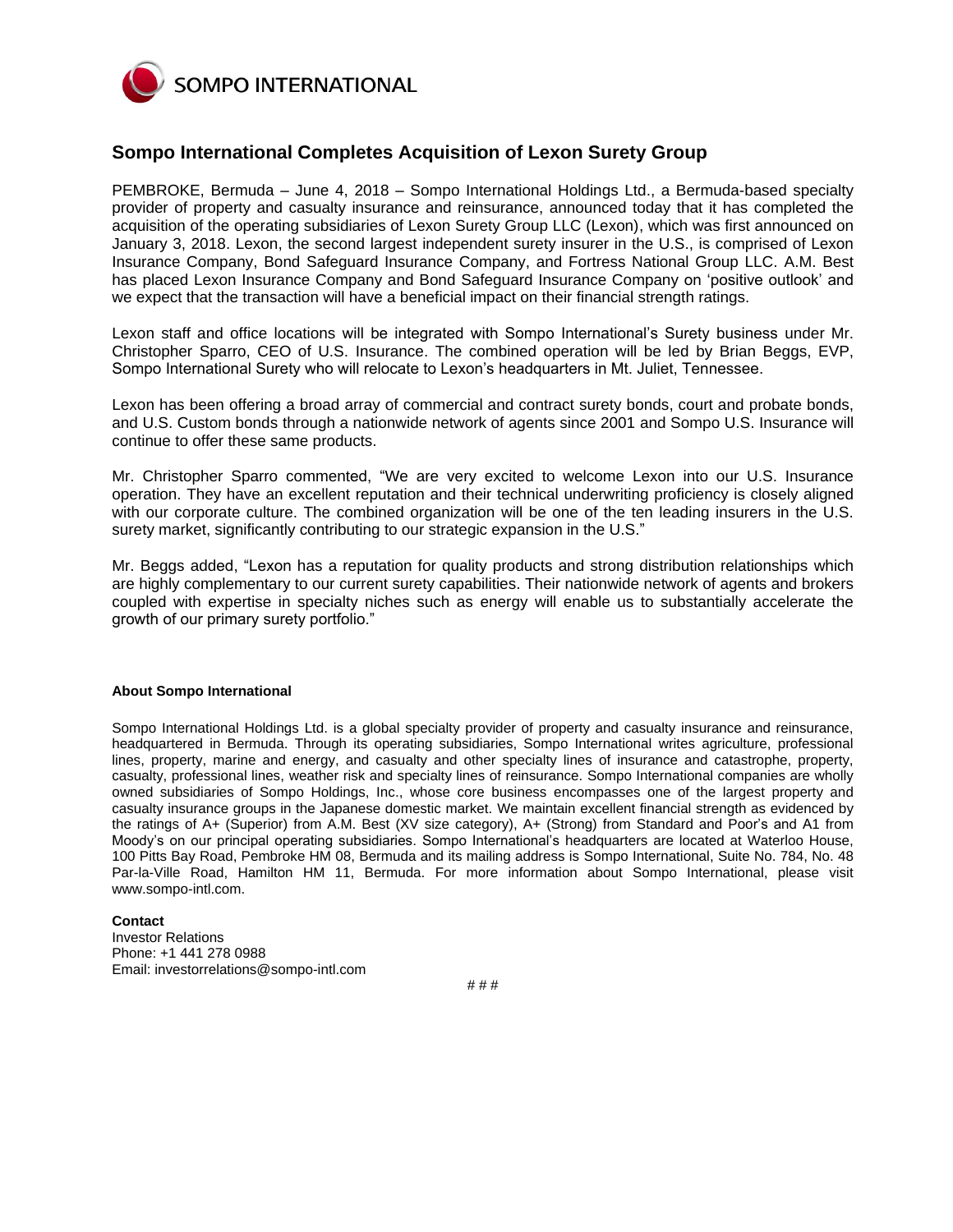SOMPO INTERNATIONAL

# Sompo International Completes Acquisition of Lexon Surety Group

PEMBROKE, Bermuda – June 4, 2018 – Sompo International Holdings Ltd., a Bermuda-based specialty provider of property and casualty insurance and reinsurance, announced today that it has completed the acquisition of the operating subsidiaries of Lexon Surety Group LLC (Lexon), which was first announced on January 3, 2018. Lexon, the second largest independent surety insurer in the U.S., is comprised of Lexon Insurance Company, Bond Safeguard Insurance Company, and Fortress National Group LLC. A.M. Best has placed Lexon Insurance Company and Bond Safeguard Insurance Company on 'positive outlook' and we expect that the transaction will have a beneficial impact on their financial strength ratings.

Lexon staff and office locations will be integrated with Sompo International's Surety business under Mr. Christopher Sparro, CEO of U.S. Insurance. The combined operation will be led by Brian Beggs, EVP, Sompo International Surety who will relocate to Lexon's headquarters in Mt. Juliet, Tennessee.

Lexon has been offering a broad array of commercial and contract surety bonds, court and probate bonds, and U.S. Custom bonds through a nationwide network of agents since 2001 and Sompo U.S. Insurance will continue to offer these same products.

Mr. Christopher Sparro commented, "We are very excited to welcome Lexon into our U.S. Insurance operation. They have an excellent reputation and their technical underwriting proficiency is closely aligned with our corporate culture. The combined organization will be one of the ten leading insurers in the U.S. surety market, significantly contributing to our strategic expansion in the U.S."

Mr. Beggs added, "Lexon has a reputation for quality products and strong distribution relationships which are highly complementary to our current surety capabilities. Their nationwide network of agents and brokers coupled with expertise in specialty niches such as energy will enable us to substantially accelerate the growth of our primary surety portfolio."

**About Sompo International**

Sompo International Holdings Ltd. is a global specialty provider of property and casualty insurance and reinsurance, headquartered in Bermuda. Through its operating subsidiaries, Sompo International writes agriculture, professional lines, property, marine and energy, and casualty and other specialty lines of insurance and catastrophe, property, casualty, professional lines, weather risk and specialty lines of reinsurance. Sompo International companies are wholly owned subsidiaries of Sompo Holdings, Inc., whose core business encompasses one of the largest property and casualty insurance groups in the Japanese domestic market. We maintain excellent financial strength as evidenced by the ratings of A+ (Superior) from A.M. Best (XV size category), A+ (Strong) from Standard and Poor's and A1 from Moody's on our principal operating subsidiaries. Sompo International's headquarters are located at Waterloo House, 100 Pitts Bay Road, Pembroke HM 08, Bermuda and its mailing address is Sompo International, Suite No. 784, No. 48 Par-la-Ville Road, Hamilton HM 11, Bermuda. For more information about Sompo International, please visit www.sompo-intl.com.

**Contact**
Investor Relations
Phone: +1 441 278 0988
Email: investorrelations@sompo-intl.com

# # #